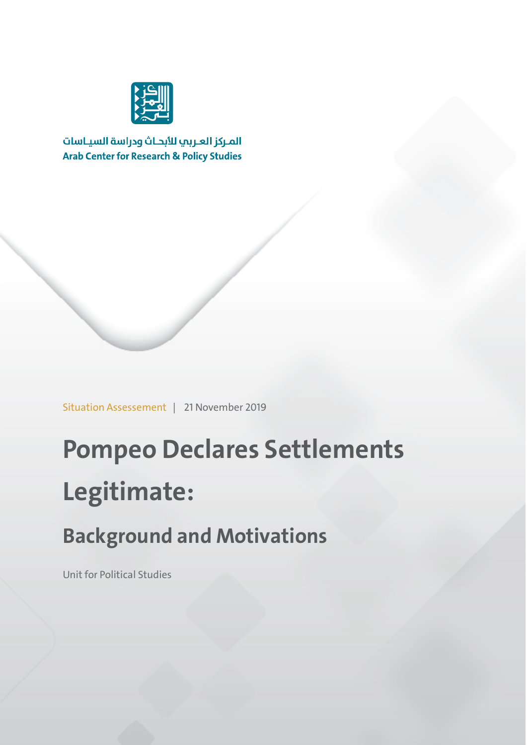المركز العربي للأبحاث ودراسة السياسات

Arab Center for Research & Policy Studies

Situation Assessement | 21 November 2019

# Pompeo Declares Settlements Legitimate:

## Background and Motivations

Unit for Political Studies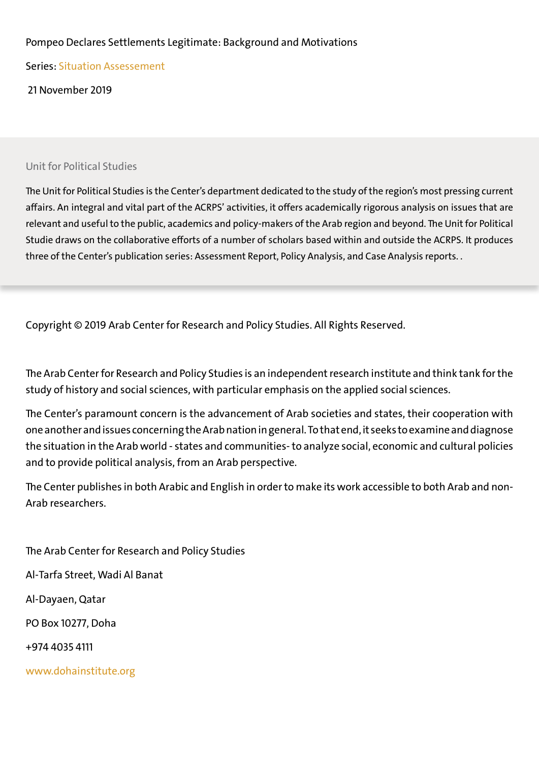Pompeo Declares Settlements Legitimate: Background and Motivations

Series: Situation Assessement

21 November 2019

Unit for Political Studies

The Unit for Political Studies is the Center's department dedicated to the study of the region's most pressing current affairs. An integral and vital part of the ACRPS' activities, it offers academically rigorous analysis on issues that are relevant and useful to the public, academics and policy-makers of the Arab region and beyond. The Unit for Political Studie draws on the collaborative efforts of a number of scholars based within and outside the ACRPS. It produces three of the Center's publication series: Assessment Report, Policy Analysis, and Case Analysis reports. .

Copyright © 2019 Arab Center for Research and Policy Studies. All Rights Reserved.

The Arab Center for Research and Policy Studies is an independent research institute and think tank for the study of history and social sciences, with particular emphasis on the applied social sciences.

The Center's paramount concern is the advancement of Arab societies and states, their cooperation with one another and issues concerning the Arab nation in general. To that end, it seeks to examine and diagnose the situation in the Arab world - states and communities- to analyze social, economic and cultural policies and to provide political analysis, from an Arab perspective.

The Center publishes in both Arabic and English in order to make its work accessible to both Arab and non-Arab researchers.

The Arab Center for Research and Policy Studies

Al-Tarfa Street, Wadi Al Banat

Al-Dayaen, Qatar

PO Box 10277, Doha

+974 4035 4111

www.dohainstitute.org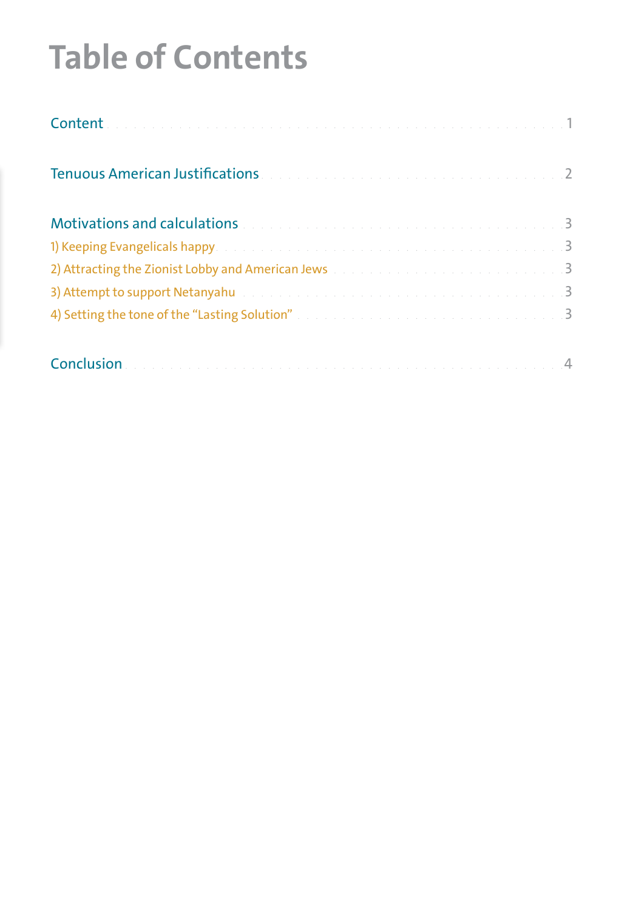# Table of Contents

Content ........ 1

Tenuous American Justifications ........ 2

Motivations and calculations ........ 3

1) Keeping Evangelicals happy ........ 3

2) Attracting the Zionist Lobby and American Jews ........ 3

3) Attempt to support Netanyahu ........ 3

4) Setting the tone of the "Lasting Solution" ........ 3

Conclusion ........ 4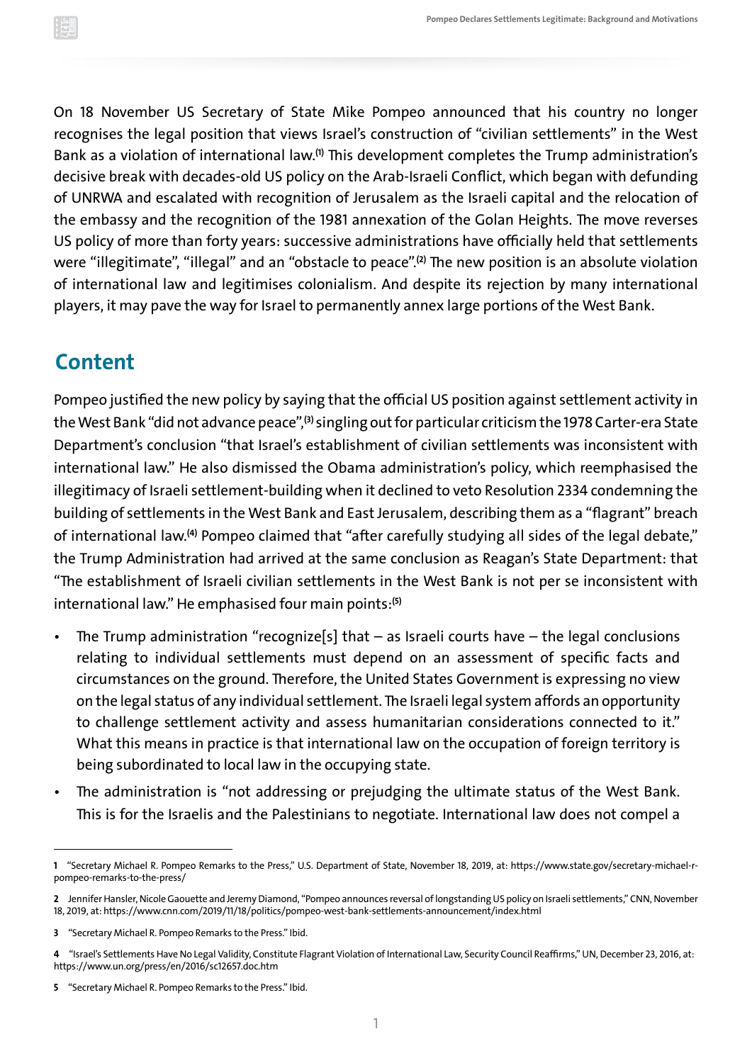On 18 November US Secretary of State Mike Pompeo announced that his country no longer recognises the legal position that views Israel's construction of "civilian settlements" in the West Bank as a violation of international law.[1] This development completes the Trump administration's decisive break with decades-old US policy on the Arab-Israeli Conflict, which began with defunding of UNRWA and escalated with recognition of Jerusalem as the Israeli capital and the relocation of the embassy and the recognition of the 1981 annexation of the Golan Heights. The move reverses US policy of more than forty years: successive administrations have officially held that settlements were "illegitimate", "illegal" and an "obstacle to peace".[2] The new position is an absolute violation of international law and legitimises colonialism. And despite its rejection by many international players, it may pave the way for Israel to permanently annex large portions of the West Bank.

## Content

Pompeo justified the new policy by saying that the official US position against settlement activity in the West Bank "did not advance peace",[3] singling out for particular criticism the 1978 Carter-era State Department's conclusion "that Israel's establishment of civilian settlements was inconsistent with international law." He also dismissed the Obama administration's policy, which reemphasised the illegitimacy of Israeli settlement-building when it declined to veto Resolution 2334 condemning the building of settlements in the West Bank and East Jerusalem, describing them as a "flagrant" breach of international law.[4] Pompeo claimed that "after carefully studying all sides of the legal debate," the Trump Administration had arrived at the same conclusion as Reagan's State Department: that "The establishment of Israeli civilian settlements in the West Bank is not per se inconsistent with international law." He emphasised four main points:[5]

- The Trump administration "recognize[s] that – as Israeli courts have – the legal conclusions relating to individual settlements must depend on an assessment of specific facts and circumstances on the ground. Therefore, the United States Government is expressing no view on the legal status of any individual settlement. The Israeli legal system affords an opportunity to challenge settlement activity and assess humanitarian considerations connected to it." What this means in practice is that international law on the occupation of foreign territory is being subordinated to local law in the occupying state.
- The administration is "not addressing or prejudging the ultimate status of the West Bank. This is for the Israelis and the Palestinians to negotiate. International law does not compel a

---

1 "Secretary Michael R. Pompeo Remarks to the Press," U.S. Department of State, November 18, 2019, at: https://www.state.gov/secretary-michael-r-pompeo-remarks-to-the-press/

2 Jennifer Hansler, Nicole Gaouette and Jeremy Diamond, "Pompeo announces reversal of longstanding US policy on Israeli settlements," CNN, November 18, 2019, at: https://www.cnn.com/2019/11/18/politics/pompeo-west-bank-settlements-announcement/index.html

3 "Secretary Michael R. Pompeo Remarks to the Press." Ibid.

4 "Israel's Settlements Have No Legal Validity, Constitute Flagrant Violation of International Law, Security Council Reaffirms," UN, December 23, 2016, at: https://www.un.org/press/en/2016/sc12657.doc.htm

5 "Secretary Michael R. Pompeo Remarks to the Press." Ibid.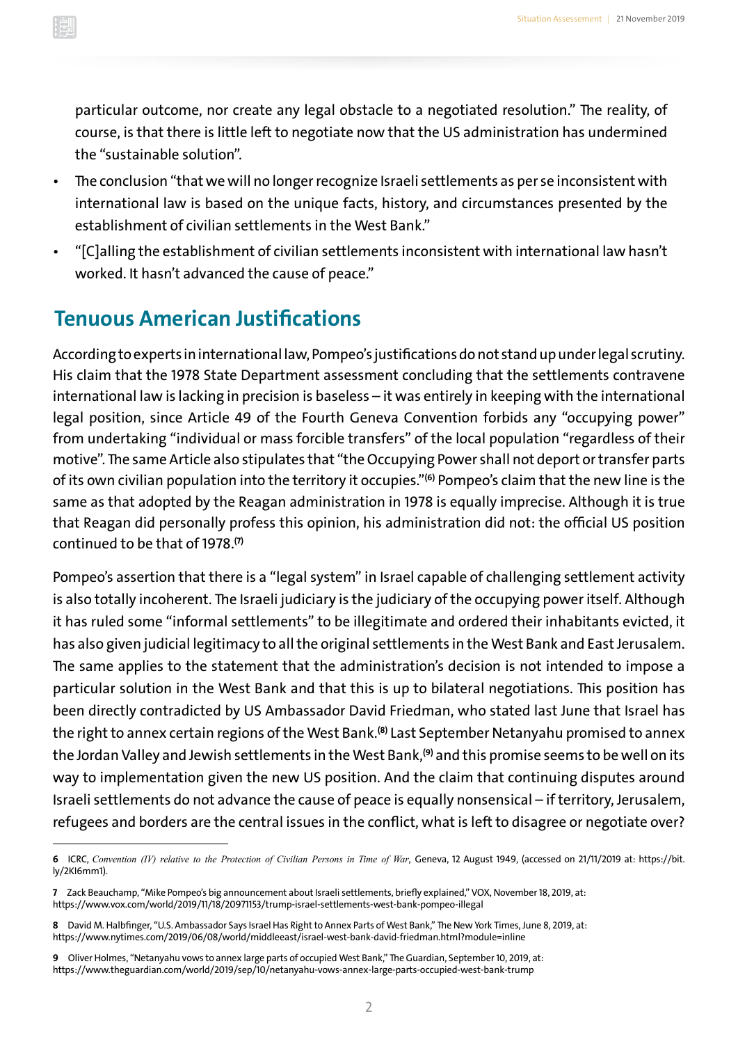particular outcome, nor create any legal obstacle to a negotiated resolution." The reality, of course, is that there is little left to negotiate now that the US administration has undermined the "sustainable solution".

- The conclusion "that we will no longer recognize Israeli settlements as per se inconsistent with international law is based on the unique facts, history, and circumstances presented by the establishment of civilian settlements in the West Bank."
- "[C]alling the establishment of civilian settlements inconsistent with international law hasn't worked. It hasn't advanced the cause of peace."

## Tenuous American Justifications

According to experts in international law, Pompeo's justifications do not stand up under legal scrutiny. His claim that the 1978 State Department assessment concluding that the settlements contravene international law is lacking in precision is baseless – it was entirely in keeping with the international legal position, since Article 49 of the Fourth Geneva Convention forbids any "occupying power" from undertaking "individual or mass forcible transfers" of the local population "regardless of their motive". The same Article also stipulates that "the Occupying Power shall not deport or transfer parts of its own civilian population into the territory it occupies."[6] Pompeo's claim that the new line is the same as that adopted by the Reagan administration in 1978 is equally imprecise. Although it is true that Reagan did personally profess this opinion, his administration did not: the official US position continued to be that of 1978.[7]

Pompeo's assertion that there is a "legal system" in Israel capable of challenging settlement activity is also totally incoherent. The Israeli judiciary is the judiciary of the occupying power itself. Although it has ruled some "informal settlements" to be illegitimate and ordered their inhabitants evicted, it has also given judicial legitimacy to all the original settlements in the West Bank and East Jerusalem. The same applies to the statement that the administration's decision is not intended to impose a particular solution in the West Bank and that this is up to bilateral negotiations. This position has been directly contradicted by US Ambassador David Friedman, who stated last June that Israel has the right to annex certain regions of the West Bank.[8] Last September Netanyahu promised to annex the Jordan Valley and Jewish settlements in the West Bank,[9] and this promise seems to be well on its way to implementation given the new US position. And the claim that continuing disputes around Israeli settlements do not advance the cause of peace is equally nonsensical – if territory, Jerusalem, refugees and borders are the central issues in the conflict, what is left to disagree or negotiate over?

---

6 ICRC, *Convention (IV) relative to the Protection of Civilian Persons in Time of War*, Geneva, 12 August 1949, (accessed on 21/11/2019 at: https://bit.ly/2KI6mm1).

7 Zack Beauchamp, "Mike Pompeo's big announcement about Israeli settlements, briefly explained," VOX, November 18, 2019, at: https://www.vox.com/world/2019/11/18/20971153/trump-israel-settlements-west-bank-pompeo-illegal

8 David M. Halbfinger, "U.S. Ambassador Says Israel Has Right to Annex Parts of West Bank," The New York Times, June 8, 2019, at: https://www.nytimes.com/2019/06/08/world/middleeast/israel-west-bank-david-friedman.html?module=inline

9 Oliver Holmes, "Netanyahu vows to annex large parts of occupied West Bank," The Guardian, September 10, 2019, at: https://www.theguardian.com/world/2019/sep/10/netanyahu-vows-annex-large-parts-occupied-west-bank-trump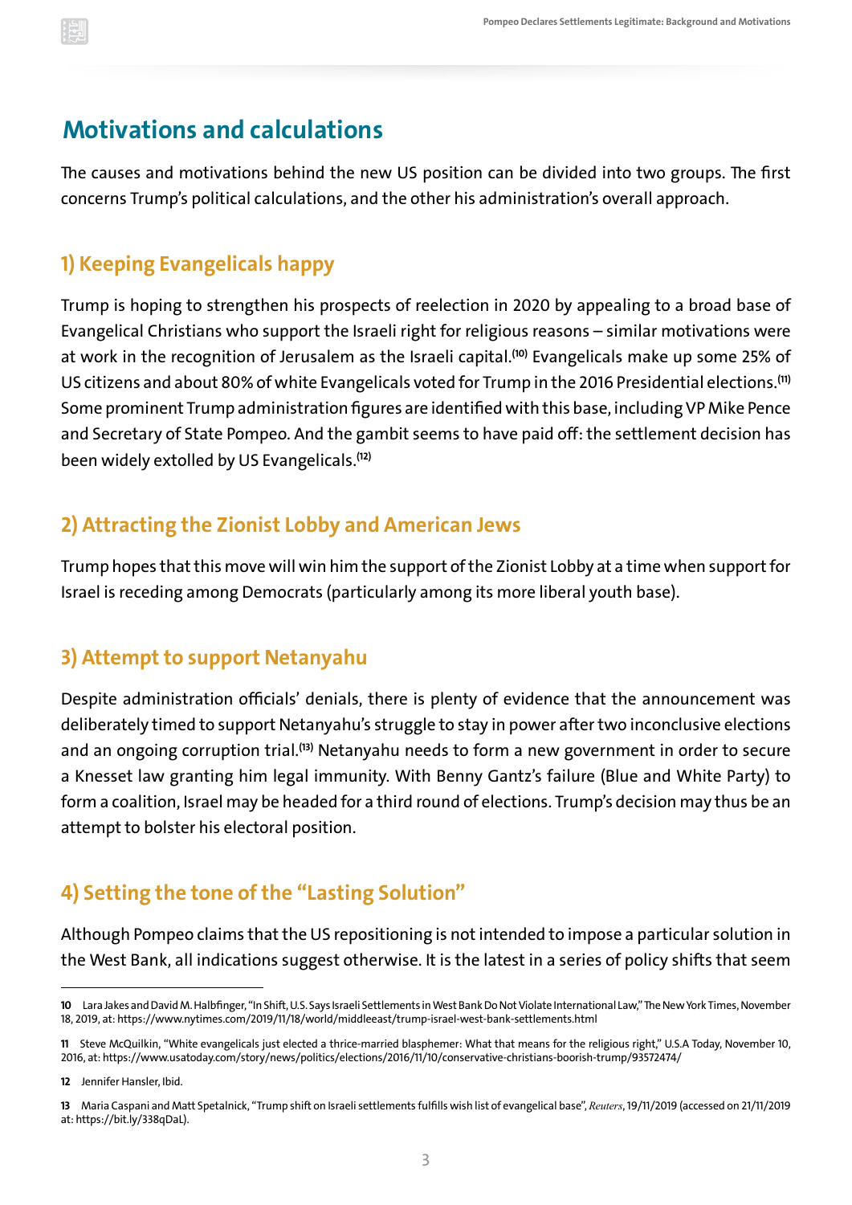## Motivations and calculations

The causes and motivations behind the new US position can be divided into two groups. The first concerns Trump's political calculations, and the other his administration's overall approach.

### 1) Keeping Evangelicals happy

Trump is hoping to strengthen his prospects of reelection in 2020 by appealing to a broad base of Evangelical Christians who support the Israeli right for religious reasons – similar motivations were at work in the recognition of Jerusalem as the Israeli capital.[10] Evangelicals make up some 25% of US citizens and about 80% of white Evangelicals voted for Trump in the 2016 Presidential elections.[11] Some prominent Trump administration figures are identified with this base, including VP Mike Pence and Secretary of State Pompeo. And the gambit seems to have paid off: the settlement decision has been widely extolled by US Evangelicals.[12]

### 2) Attracting the Zionist Lobby and American Jews

Trump hopes that this move will win him the support of the Zionist Lobby at a time when support for Israel is receding among Democrats (particularly among its more liberal youth base).

### 3) Attempt to support Netanyahu

Despite administration officials' denials, there is plenty of evidence that the announcement was deliberately timed to support Netanyahu's struggle to stay in power after two inconclusive elections and an ongoing corruption trial.[13] Netanyahu needs to form a new government in order to secure a Knesset law granting him legal immunity. With Benny Gantz's failure (Blue and White Party) to form a coalition, Israel may be headed for a third round of elections. Trump's decision may thus be an attempt to bolster his electoral position.

### 4) Setting the tone of the "Lasting Solution"

Although Pompeo claims that the US repositioning is not intended to impose a particular solution in the West Bank, all indications suggest otherwise. It is the latest in a series of policy shifts that seem

---

10 Lara Jakes and David M. Halbfinger, "In Shift, U.S. Says Israeli Settlements in West Bank Do Not Violate International Law," The New York Times, November 18, 2019, at: https://www.nytimes.com/2019/11/18/world/middleeast/trump-israel-west-bank-settlements.html

11 Steve McQuilkin, "White evangelicals just elected a thrice-married blasphemer: What that means for the religious right," U.S.A Today, November 10, 2016, at: https://www.usatoday.com/story/news/politics/elections/2016/11/10/conservative-christians-boorish-trump/93572474/

12 Jennifer Hansler, Ibid.

13 Maria Caspani and Matt Spetalnick, "Trump shift on Israeli settlements fulfills wish list of evangelical base", *Reuters*, 19/11/2019 (accessed on 21/11/2019 at: https://bit.ly/338qDaL).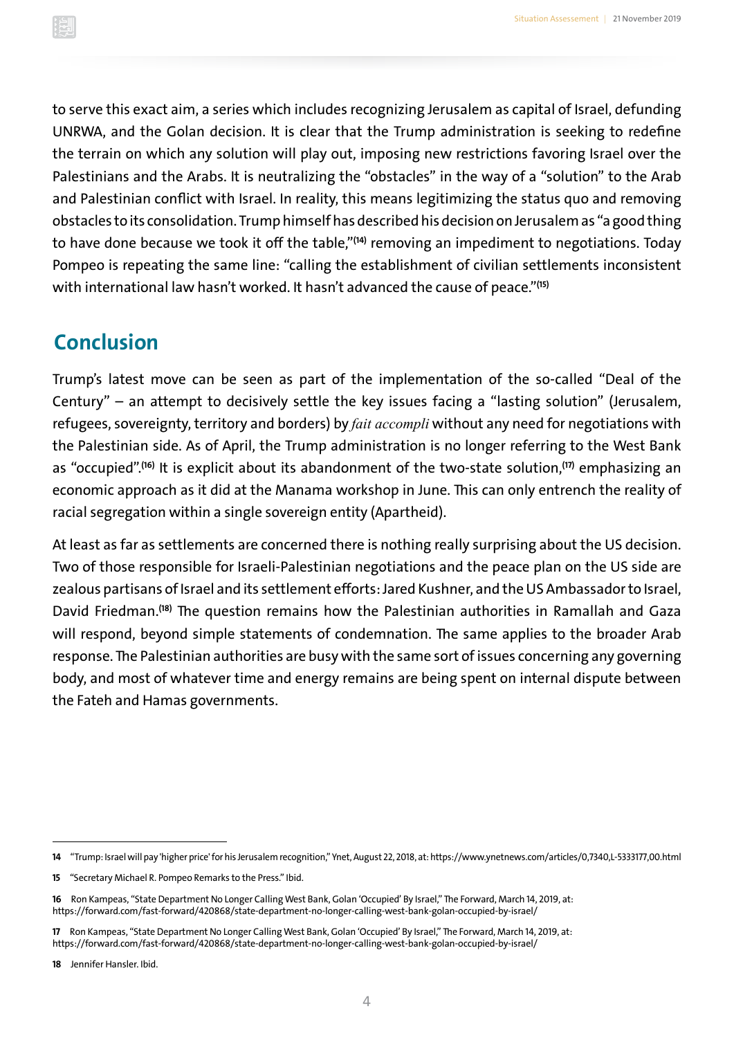to serve this exact aim, a series which includes recognizing Jerusalem as capital of Israel, defunding UNRWA, and the Golan decision. It is clear that the Trump administration is seeking to redefine the terrain on which any solution will play out, imposing new restrictions favoring Israel over the Palestinians and the Arabs. It is neutralizing the "obstacles" in the way of a "solution" to the Arab and Palestinian conflict with Israel. In reality, this means legitimizing the status quo and removing obstacles to its consolidation. Trump himself has described his decision on Jerusalem as "a good thing to have done because we took it off the table,"[14] removing an impediment to negotiations. Today Pompeo is repeating the same line: "calling the establishment of civilian settlements inconsistent with international law hasn't worked. It hasn't advanced the cause of peace."[15]

## Conclusion

Trump's latest move can be seen as part of the implementation of the so-called "Deal of the Century" – an attempt to decisively settle the key issues facing a "lasting solution" (Jerusalem, refugees, sovereignty, territory and borders) by *fait accompli* without any need for negotiations with the Palestinian side. As of April, the Trump administration is no longer referring to the West Bank as "occupied".[16] It is explicit about its abandonment of the two-state solution,[17] emphasizing an economic approach as it did at the Manama workshop in June. This can only entrench the reality of racial segregation within a single sovereign entity (Apartheid).

At least as far as settlements are concerned there is nothing really surprising about the US decision. Two of those responsible for Israeli-Palestinian negotiations and the peace plan on the US side are zealous partisans of Israel and its settlement efforts: Jared Kushner, and the US Ambassador to Israel, David Friedman.[18] The question remains how the Palestinian authorities in Ramallah and Gaza will respond, beyond simple statements of condemnation. The same applies to the broader Arab response. The Palestinian authorities are busy with the same sort of issues concerning any governing body, and most of whatever time and energy remains are being spent on internal dispute between the Fateh and Hamas governments.

---

**14** "Trump: Israel will pay 'higher price' for his Jerusalem recognition," Ynet, August 22, 2018, at: https://www.ynetnews.com/articles/0,7340,L-5333177,00.html

**15** "Secretary Michael R. Pompeo Remarks to the Press." Ibid.

**16** Ron Kampeas, "State Department No Longer Calling West Bank, Golan 'Occupied' By Israel," The Forward, March 14, 2019, at: https://forward.com/fast-forward/420868/state-department-no-longer-calling-west-bank-golan-occupied-by-israel/

**17** Ron Kampeas, "State Department No Longer Calling West Bank, Golan 'Occupied' By Israel," The Forward, March 14, 2019, at: https://forward.com/fast-forward/420868/state-department-no-longer-calling-west-bank-golan-occupied-by-israel/

**18** Jennifer Hansler. Ibid.